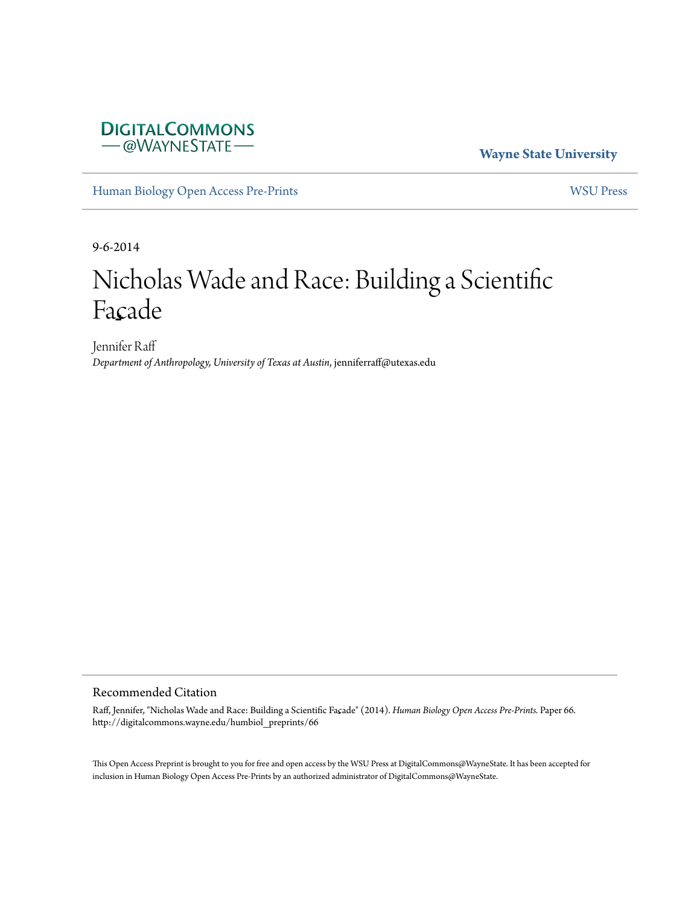DigitalCommons @WayneState

**Wayne State University**

Human Biology Open Access Pre-Prints

WSU Press

9-6-2014

# Nicholas Wade and Race: Building a Scientific Façade

Jennifer Raff
*Department of Anthropology, University of Texas at Austin*, jenniferraff@utexas.edu

## Recommended Citation

Raff, Jennifer, "Nicholas Wade and Race: Building a Scientific Façade" (2014). *Human Biology Open Access Pre-Prints.* Paper 66.
http://digitalcommons.wayne.edu/humbiol_preprints/66

This Open Access Preprint is brought to you for free and open access by the WSU Press at DigitalCommons@WayneState. It has been accepted for inclusion in Human Biology Open Access Pre-Prints by an authorized administrator of DigitalCommons@WayneState.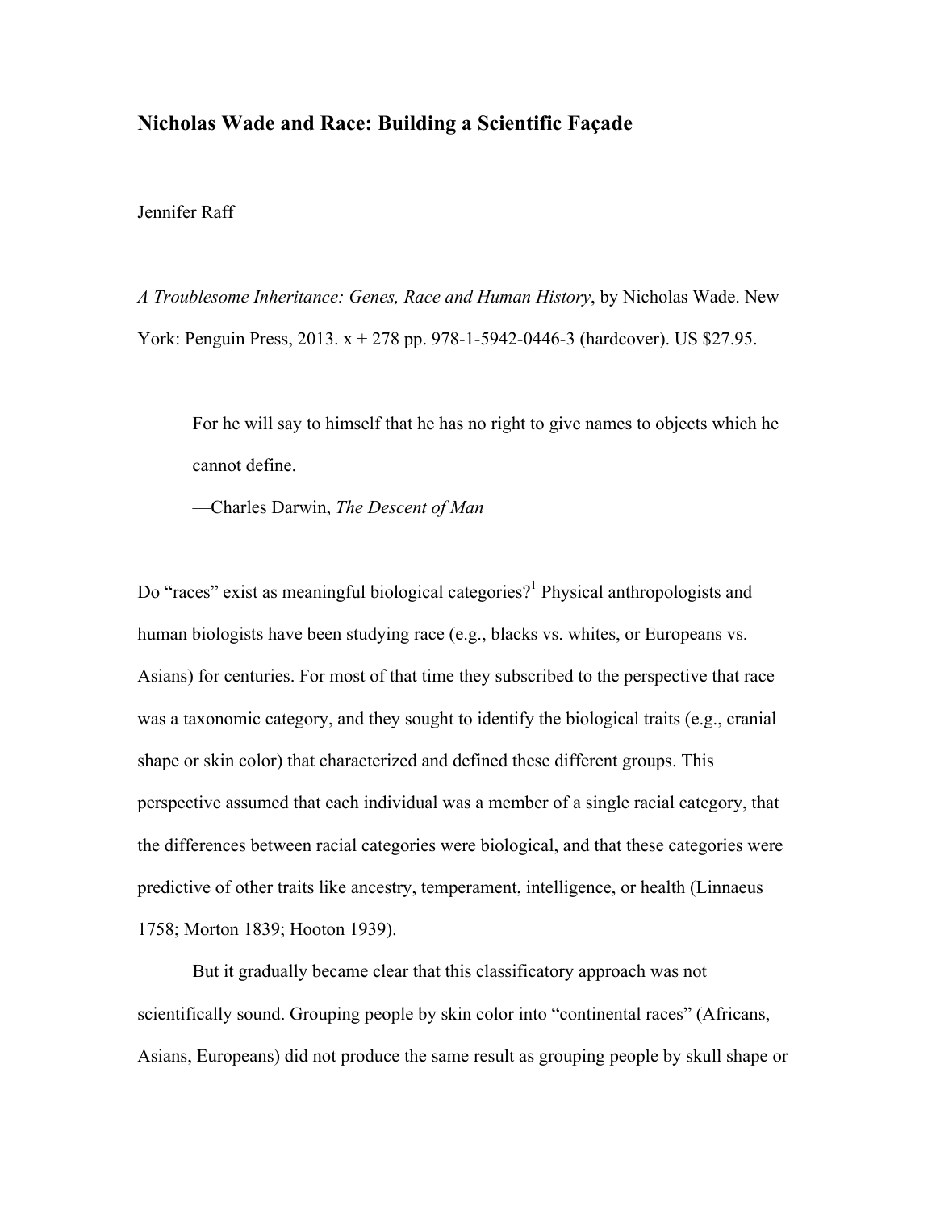## Nicholas Wade and Race: Building a Scientific Façade

Jennifer Raff

*A Troublesome Inheritance: Genes, Race and Human History*, by Nicholas Wade. New York: Penguin Press, 2013. x + 278 pp. 978-1-5942-0446-3 (hardcover). US $27.95.

> For he will say to himself that he has no right to give names to objects which he cannot define.
>
> —Charles Darwin, *The Descent of Man*

Do "races" exist as meaningful biological categories?[1] Physical anthropologists and human biologists have been studying race (e.g., blacks vs. whites, or Europeans vs. Asians) for centuries. For most of that time they subscribed to the perspective that race was a taxonomic category, and they sought to identify the biological traits (e.g., cranial shape or skin color) that characterized and defined these different groups. This perspective assumed that each individual was a member of a single racial category, that the differences between racial categories were biological, and that these categories were predictive of other traits like ancestry, temperament, intelligence, or health (Linnaeus 1758; Morton 1839; Hooton 1939).

But it gradually became clear that this classificatory approach was not scientifically sound. Grouping people by skin color into "continental races" (Africans, Asians, Europeans) did not produce the same result as grouping people by skull shape or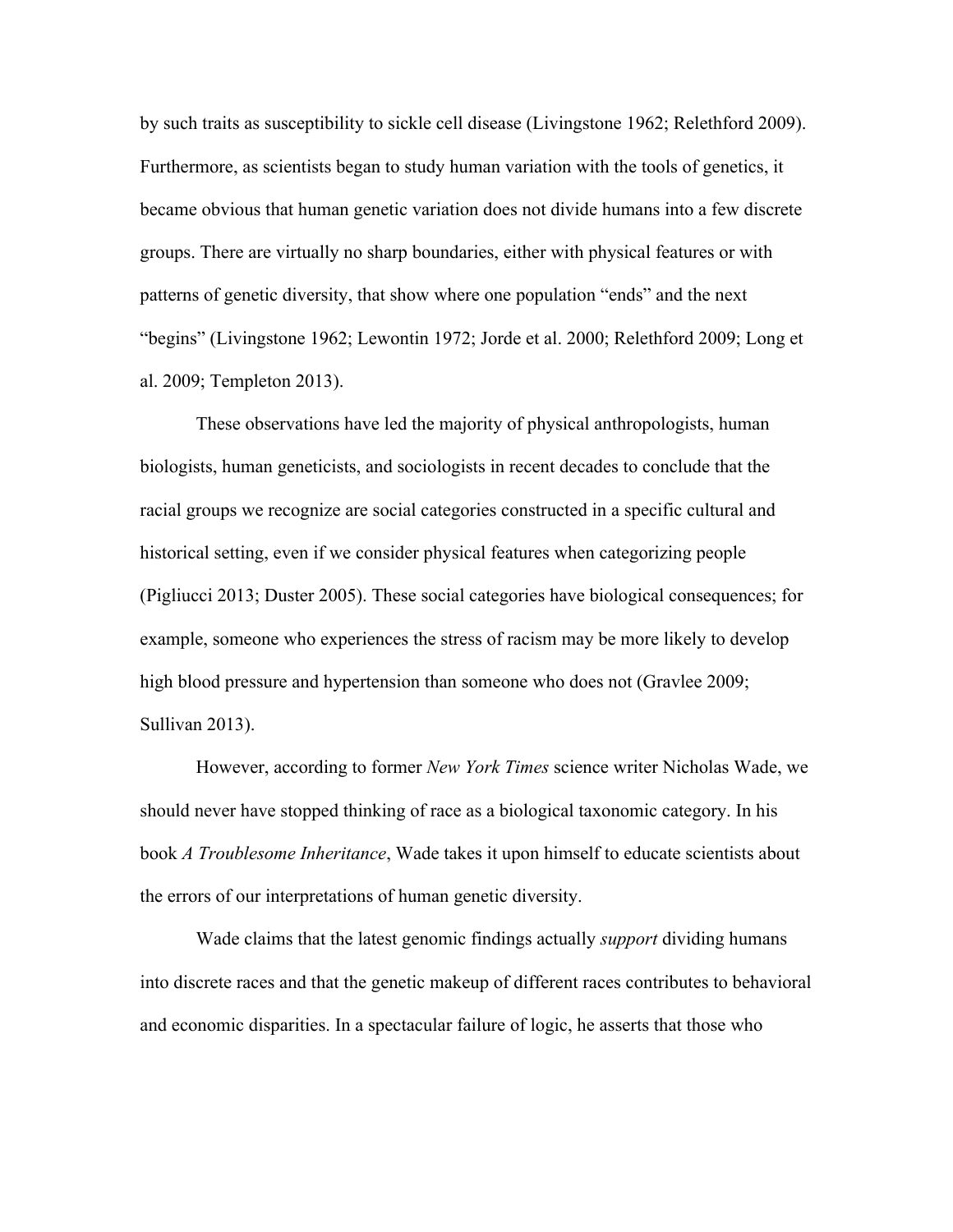by such traits as susceptibility to sickle cell disease (Livingstone 1962; Relethford 2009). Furthermore, as scientists began to study human variation with the tools of genetics, it became obvious that human genetic variation does not divide humans into a few discrete groups. There are virtually no sharp boundaries, either with physical features or with patterns of genetic diversity, that show where one population "ends" and the next "begins" (Livingstone 1962; Lewontin 1972; Jorde et al. 2000; Relethford 2009; Long et al. 2009; Templeton 2013).

These observations have led the majority of physical anthropologists, human biologists, human geneticists, and sociologists in recent decades to conclude that the racial groups we recognize are social categories constructed in a specific cultural and historical setting, even if we consider physical features when categorizing people (Pigliucci 2013; Duster 2005). These social categories have biological consequences; for example, someone who experiences the stress of racism may be more likely to develop high blood pressure and hypertension than someone who does not (Gravlee 2009; Sullivan 2013).

However, according to former *New York Times* science writer Nicholas Wade, we should never have stopped thinking of race as a biological taxonomic category. In his book *A Troublesome Inheritance*, Wade takes it upon himself to educate scientists about the errors of our interpretations of human genetic diversity.

Wade claims that the latest genomic findings actually *support* dividing humans into discrete races and that the genetic makeup of different races contributes to behavioral and economic disparities. In a spectacular failure of logic, he asserts that those who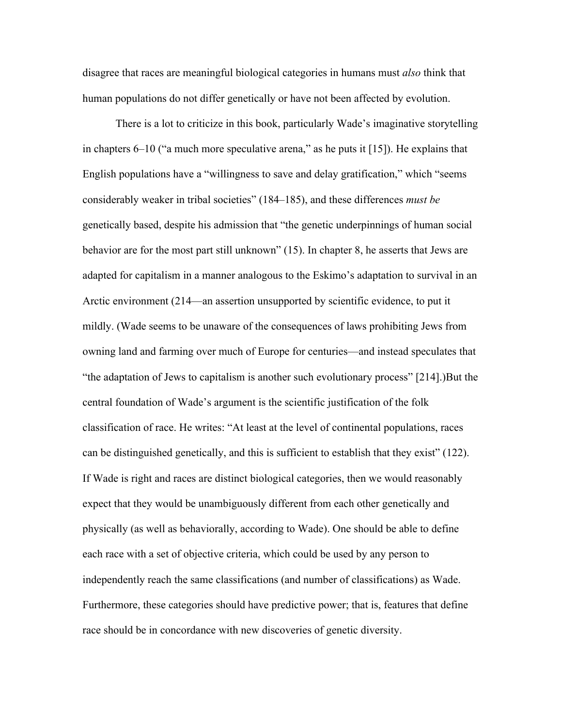disagree that races are meaningful biological categories in humans must *also* think that human populations do not differ genetically or have not been affected by evolution.

There is a lot to criticize in this book, particularly Wade's imaginative storytelling in chapters 6–10 ("a much more speculative arena," as he puts it [15]). He explains that English populations have a "willingness to save and delay gratification," which "seems considerably weaker in tribal societies" (184–185), and these differences *must be* genetically based, despite his admission that "the genetic underpinnings of human social behavior are for the most part still unknown" (15). In chapter 8, he asserts that Jews are adapted for capitalism in a manner analogous to the Eskimo's adaptation to survival in an Arctic environment (214—an assertion unsupported by scientific evidence, to put it mildly. (Wade seems to be unaware of the consequences of laws prohibiting Jews from owning land and farming over much of Europe for centuries—and instead speculates that "the adaptation of Jews to capitalism is another such evolutionary process" [214].)But the central foundation of Wade's argument is the scientific justification of the folk classification of race. He writes: "At least at the level of continental populations, races can be distinguished genetically, and this is sufficient to establish that they exist" (122). If Wade is right and races are distinct biological categories, then we would reasonably expect that they would be unambiguously different from each other genetically and physically (as well as behaviorally, according to Wade). One should be able to define each race with a set of objective criteria, which could be used by any person to independently reach the same classifications (and number of classifications) as Wade. Furthermore, these categories should have predictive power; that is, features that define race should be in concordance with new discoveries of genetic diversity.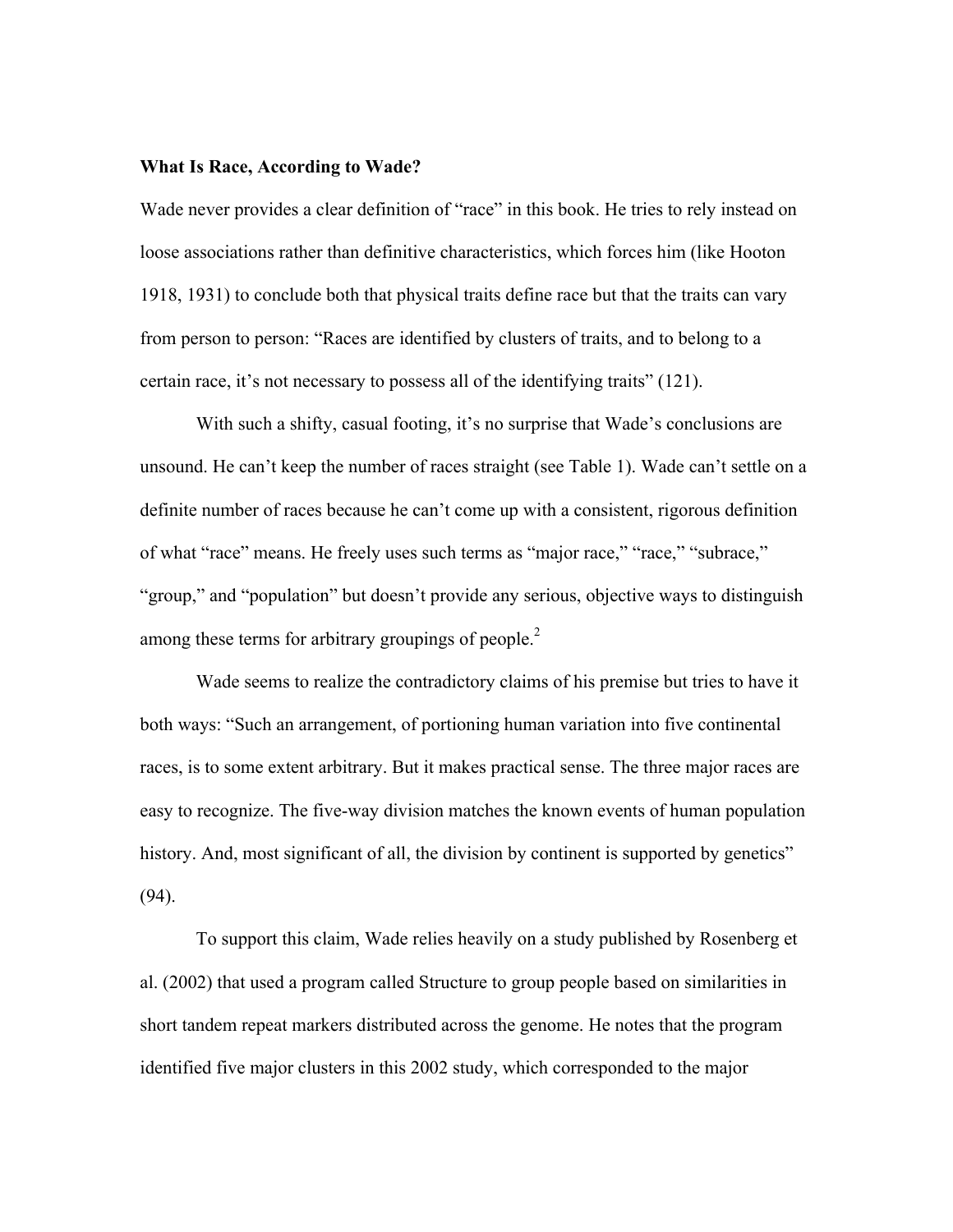**What Is Race, According to Wade?**

Wade never provides a clear definition of "race" in this book. He tries to rely instead on loose associations rather than definitive characteristics, which forces him (like Hooton 1918, 1931) to conclude both that physical traits define race but that the traits can vary from person to person: "Races are identified by clusters of traits, and to belong to a certain race, it's not necessary to possess all of the identifying traits" (121).

With such a shifty, casual footing, it's no surprise that Wade's conclusions are unsound. He can't keep the number of races straight (see Table 1). Wade can't settle on a definite number of races because he can't come up with a consistent, rigorous definition of what "race" means. He freely uses such terms as "major race," "race," "subrace," "group," and "population" but doesn't provide any serious, objective ways to distinguish among these terms for arbitrary groupings of people.[2]

Wade seems to realize the contradictory claims of his premise but tries to have it both ways: "Such an arrangement, of portioning human variation into five continental races, is to some extent arbitrary. But it makes practical sense. The three major races are easy to recognize. The five-way division matches the known events of human population history. And, most significant of all, the division by continent is supported by genetics" (94).

To support this claim, Wade relies heavily on a study published by Rosenberg et al. (2002) that used a program called Structure to group people based on similarities in short tandem repeat markers distributed across the genome. He notes that the program identified five major clusters in this 2002 study, which corresponded to the major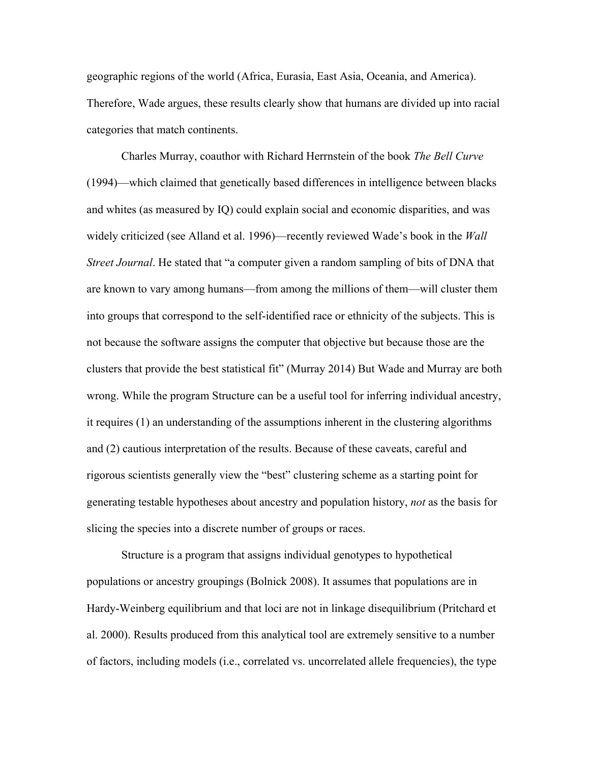geographic regions of the world (Africa, Eurasia, East Asia, Oceania, and America). Therefore, Wade argues, these results clearly show that humans are divided up into racial categories that match continents.

Charles Murray, coauthor with Richard Herrnstein of the book *The Bell Curve* (1994)—which claimed that genetically based differences in intelligence between blacks and whites (as measured by IQ) could explain social and economic disparities, and was widely criticized (see Alland et al. 1996)—recently reviewed Wade's book in the *Wall Street Journal*. He stated that "a computer given a random sampling of bits of DNA that are known to vary among humans—from among the millions of them—will cluster them into groups that correspond to the self-identified race or ethnicity of the subjects. This is not because the software assigns the computer that objective but because those are the clusters that provide the best statistical fit" (Murray 2014) But Wade and Murray are both wrong. While the program Structure can be a useful tool for inferring individual ancestry, it requires (1) an understanding of the assumptions inherent in the clustering algorithms and (2) cautious interpretation of the results. Because of these caveats, careful and rigorous scientists generally view the "best" clustering scheme as a starting point for generating testable hypotheses about ancestry and population history, *not* as the basis for slicing the species into a discrete number of groups or races.

Structure is a program that assigns individual genotypes to hypothetical populations or ancestry groupings (Bolnick 2008). It assumes that populations are in Hardy-Weinberg equilibrium and that loci are not in linkage disequilibrium (Pritchard et al. 2000). Results produced from this analytical tool are extremely sensitive to a number of factors, including models (i.e., correlated vs. uncorrelated allele frequencies), the type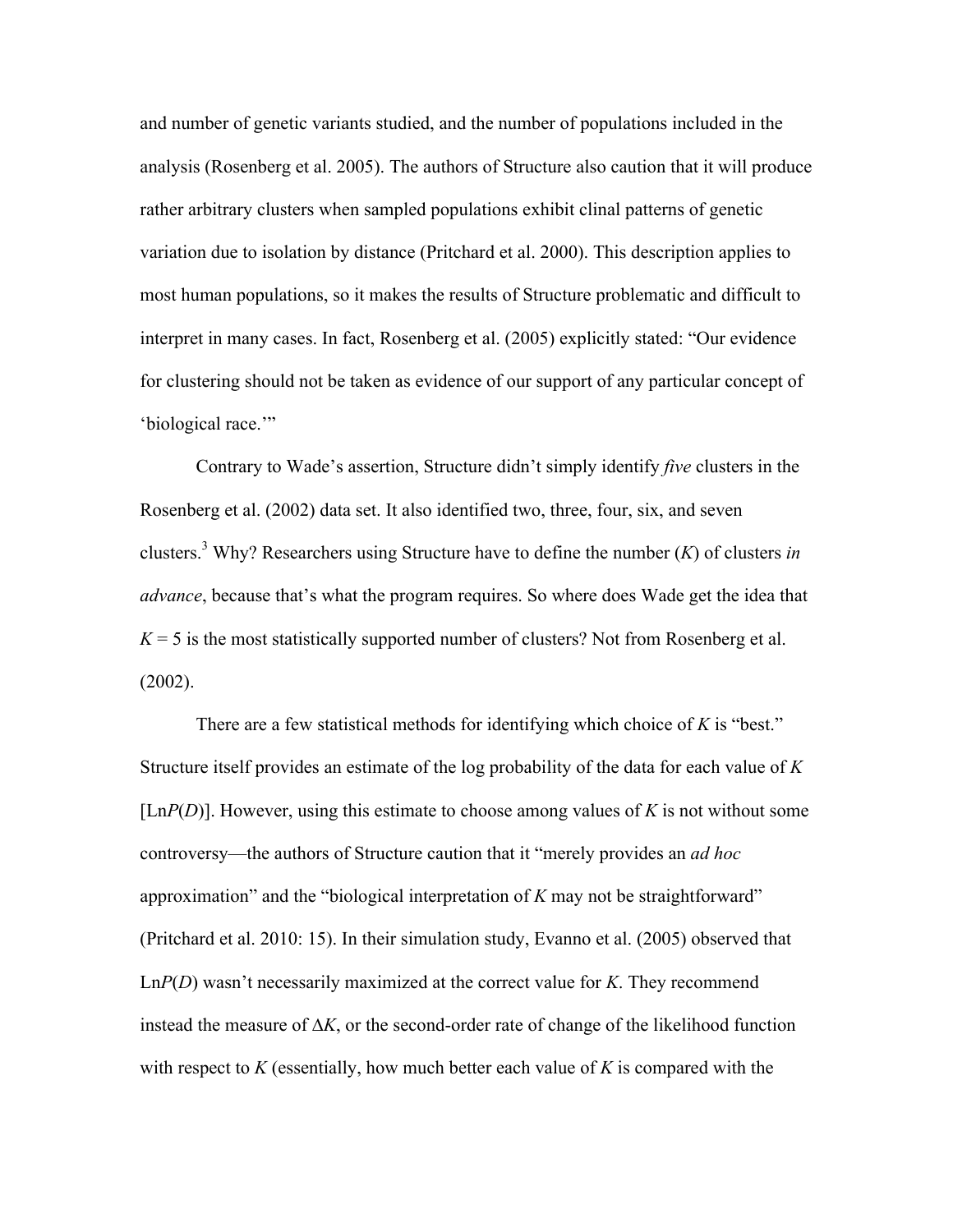and number of genetic variants studied, and the number of populations included in the analysis (Rosenberg et al. 2005). The authors of Structure also caution that it will produce rather arbitrary clusters when sampled populations exhibit clinal patterns of genetic variation due to isolation by distance (Pritchard et al. 2000). This description applies to most human populations, so it makes the results of Structure problematic and difficult to interpret in many cases. In fact, Rosenberg et al. (2005) explicitly stated: "Our evidence for clustering should not be taken as evidence of our support of any particular concept of 'biological race.'"

Contrary to Wade's assertion, Structure didn't simply identify *five* clusters in the Rosenberg et al. (2002) data set. It also identified two, three, four, six, and seven clusters.[3] Why? Researchers using Structure have to define the number ($K$) of clusters *in advance*, because that's what the program requires. So where does Wade get the idea that $K = 5$ is the most statistically supported number of clusters? Not from Rosenberg et al. (2002).

There are a few statistical methods for identifying which choice of $K$ is "best." Structure itself provides an estimate of the log probability of the data for each value of $K$ [$\text{Ln}P(D)$]. However, using this estimate to choose among values of $K$ is not without some controversy—the authors of Structure caution that it "merely provides an *ad hoc* approximation" and the "biological interpretation of $K$ may not be straightforward" (Pritchard et al. 2010: 15). In their simulation study, Evanno et al. (2005) observed that $\text{Ln}P(D)$ wasn't necessarily maximized at the correct value for $K$. They recommend instead the measure of $\Delta K$, or the second-order rate of change of the likelihood function with respect to $K$ (essentially, how much better each value of $K$ is compared with the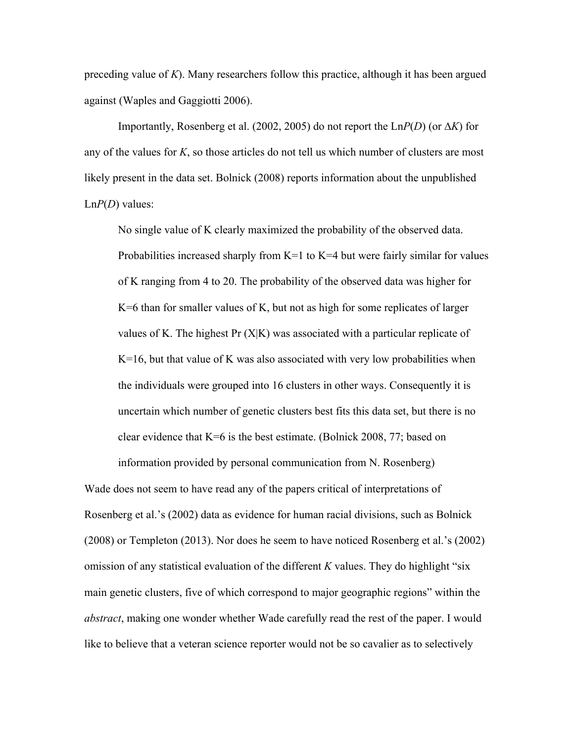preceding value of *K*). Many researchers follow this practice, although it has been argued against (Waples and Gaggiotti 2006).

Importantly, Rosenberg et al. (2002, 2005) do not report the Ln*P*(*D*) (or Δ*K*) for any of the values for *K*, so those articles do not tell us which number of clusters are most likely present in the data set. Bolnick (2008) reports information about the unpublished Ln*P*(*D*) values:

> No single value of K clearly maximized the probability of the observed data. Probabilities increased sharply from K=1 to K=4 but were fairly similar for values of K ranging from 4 to 20. The probability of the observed data was higher for K=6 than for smaller values of K, but not as high for some replicates of larger values of K. The highest Pr (X|K) was associated with a particular replicate of K=16, but that value of K was also associated with very low probabilities when the individuals were grouped into 16 clusters in other ways. Consequently it is uncertain which number of genetic clusters best fits this data set, but there is no clear evidence that K=6 is the best estimate. (Bolnick 2008, 77; based on information provided by personal communication from N. Rosenberg)

Wade does not seem to have read any of the papers critical of interpretations of Rosenberg et al.'s (2002) data as evidence for human racial divisions, such as Bolnick (2008) or Templeton (2013). Nor does he seem to have noticed Rosenberg et al.'s (2002) omission of any statistical evaluation of the different *K* values. They do highlight "six main genetic clusters, five of which correspond to major geographic regions" within the *abstract*, making one wonder whether Wade carefully read the rest of the paper. I would like to believe that a veteran science reporter would not be so cavalier as to selectively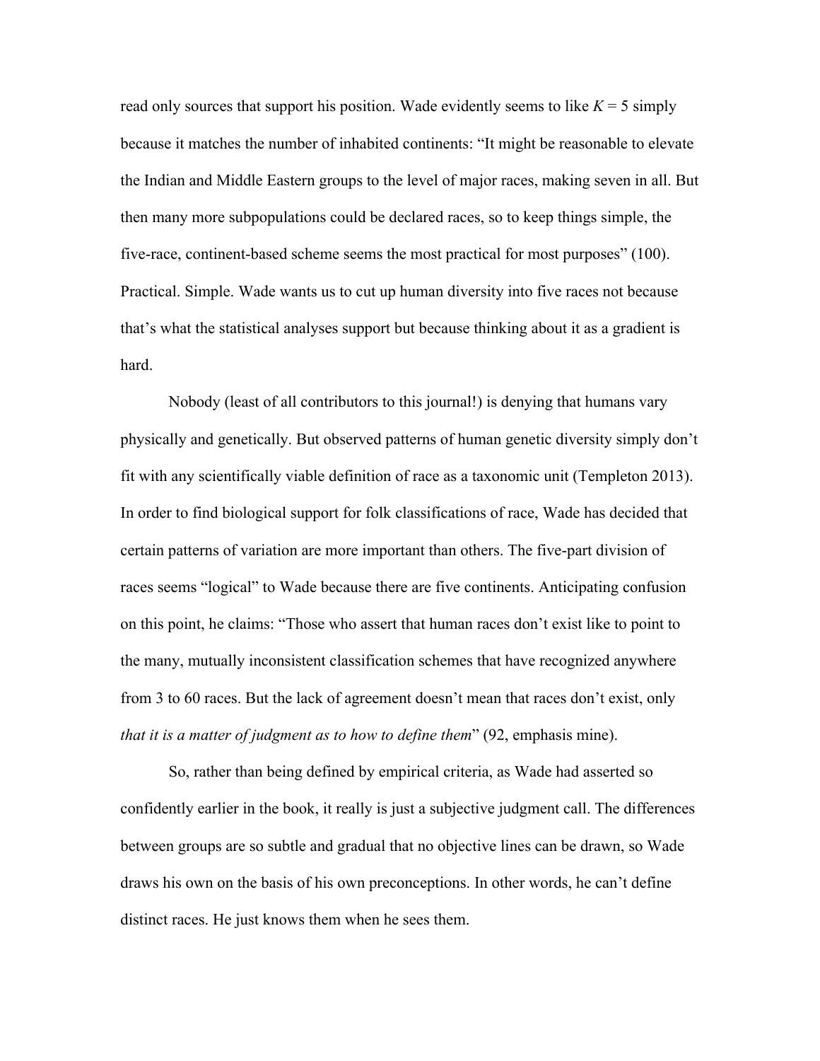read only sources that support his position. Wade evidently seems to like $K = 5$ simply because it matches the number of inhabited continents: "It might be reasonable to elevate the Indian and Middle Eastern groups to the level of major races, making seven in all. But then many more subpopulations could be declared races, so to keep things simple, the five-race, continent-based scheme seems the most practical for most purposes" (100). Practical. Simple. Wade wants us to cut up human diversity into five races not because that's what the statistical analyses support but because thinking about it as a gradient is hard.

Nobody (least of all contributors to this journal!) is denying that humans vary physically and genetically. But observed patterns of human genetic diversity simply don't fit with any scientifically viable definition of race as a taxonomic unit (Templeton 2013). In order to find biological support for folk classifications of race, Wade has decided that certain patterns of variation are more important than others. The five-part division of races seems "logical" to Wade because there are five continents. Anticipating confusion on this point, he claims: "Those who assert that human races don't exist like to point to the many, mutually inconsistent classification schemes that have recognized anywhere from 3 to 60 races. But the lack of agreement doesn't mean that races don't exist, only *that it is a matter of judgment as to how to define them*" (92, emphasis mine).

So, rather than being defined by empirical criteria, as Wade had asserted so confidently earlier in the book, it really is just a subjective judgment call. The differences between groups are so subtle and gradual that no objective lines can be drawn, so Wade draws his own on the basis of his own preconceptions. In other words, he can't define distinct races. He just knows them when he sees them.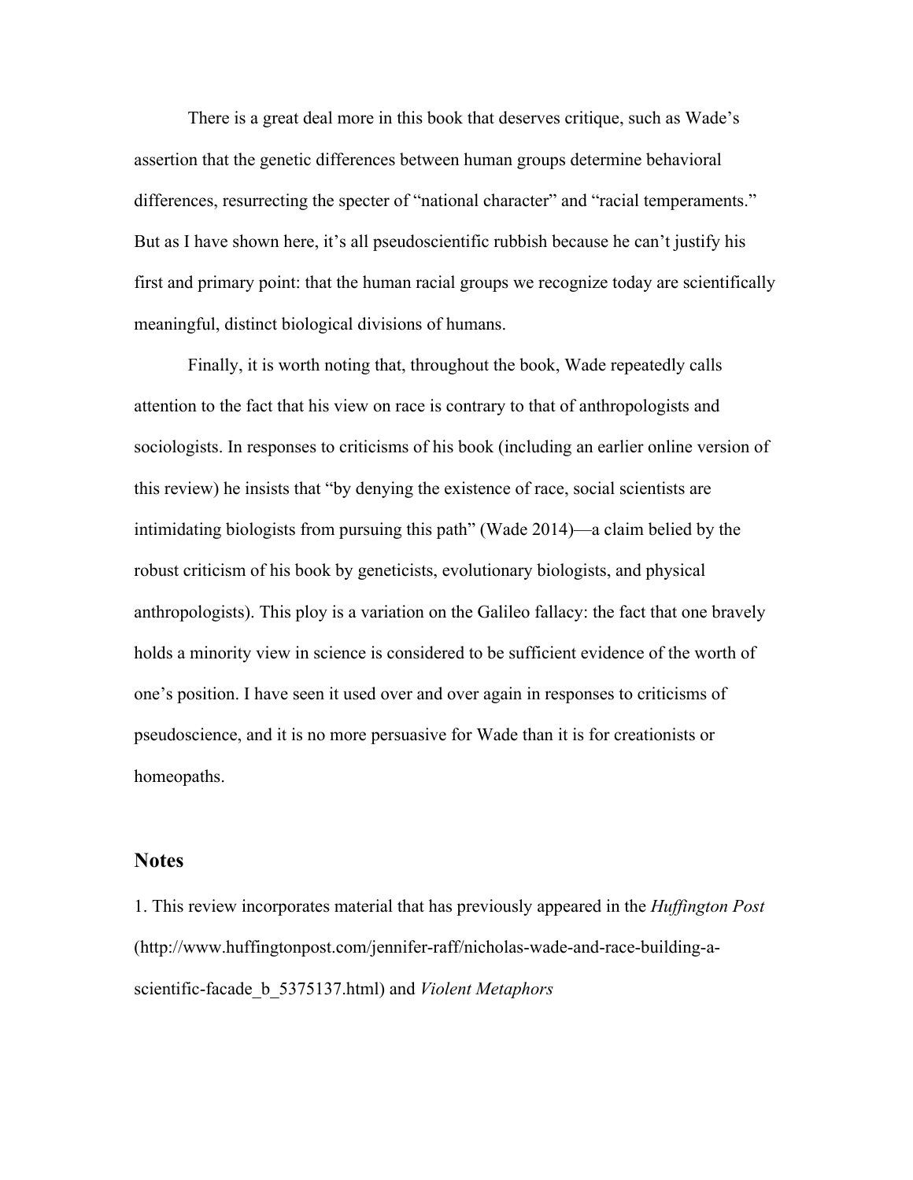There is a great deal more in this book that deserves critique, such as Wade's assertion that the genetic differences between human groups determine behavioral differences, resurrecting the specter of "national character" and "racial temperaments." But as I have shown here, it's all pseudoscientific rubbish because he can't justify his first and primary point: that the human racial groups we recognize today are scientifically meaningful, distinct biological divisions of humans.

Finally, it is worth noting that, throughout the book, Wade repeatedly calls attention to the fact that his view on race is contrary to that of anthropologists and sociologists. In responses to criticisms of his book (including an earlier online version of this review) he insists that "by denying the existence of race, social scientists are intimidating biologists from pursuing this path" (Wade 2014)—a claim belied by the robust criticism of his book by geneticists, evolutionary biologists, and physical anthropologists). This ploy is a variation on the Galileo fallacy: the fact that one bravely holds a minority view in science is considered to be sufficient evidence of the worth of one's position. I have seen it used over and over again in responses to criticisms of pseudoscience, and it is no more persuasive for Wade than it is for creationists or homeopaths.

## Notes

1. This review incorporates material that has previously appeared in the *Huffington Post* (http://www.huffingtonpost.com/jennifer-raff/nicholas-wade-and-race-building-a-scientific-facade_b_5375137.html) and *Violent Metaphors*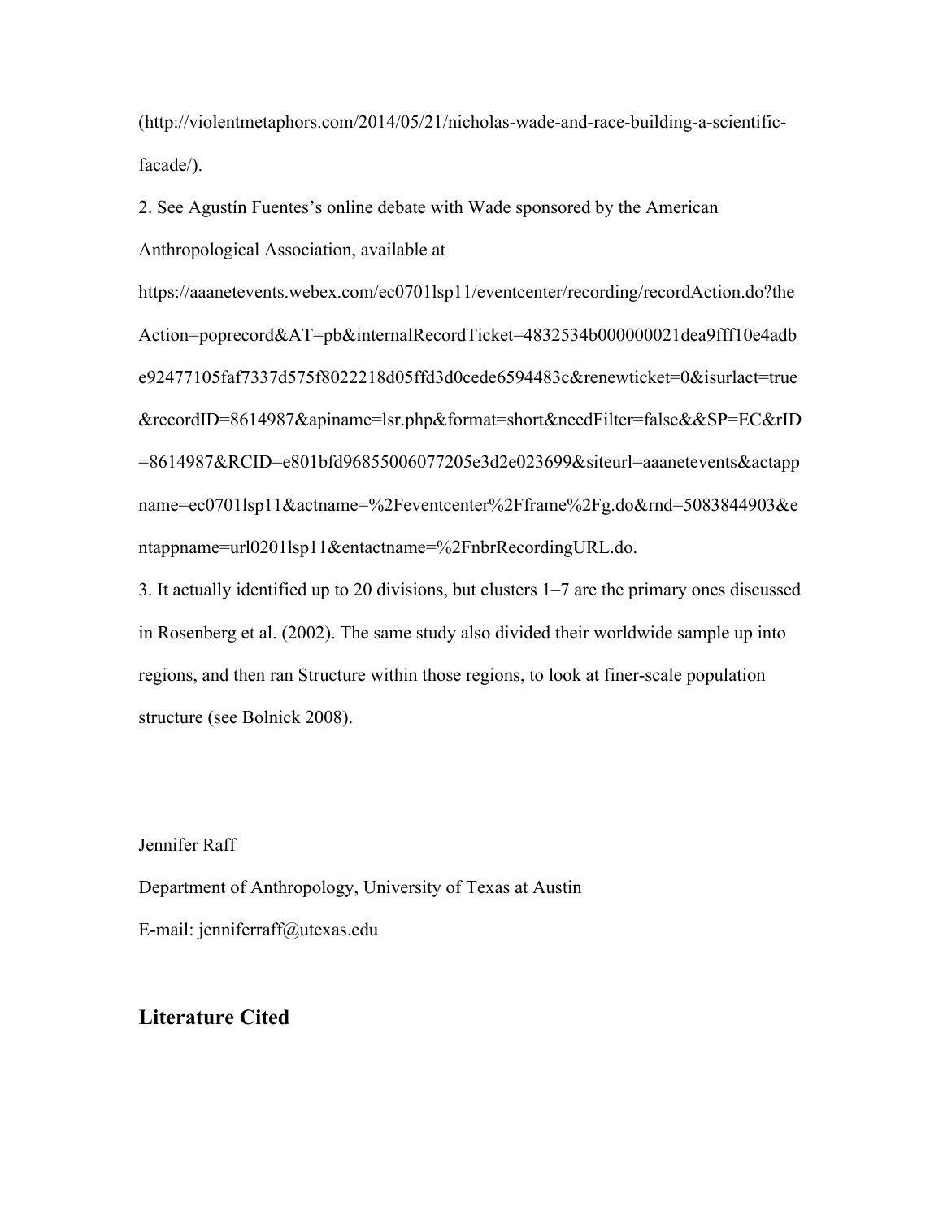(http://violentmetaphors.com/2014/05/21/nicholas-wade-and-race-building-a-scientific-facade/).

2. See Agustín Fuentes's online debate with Wade sponsored by the American Anthropological Association, available at https://aaanetevents.webex.com/ec0701lsp11/eventcenter/recording/recordAction.do?theAction=poprecord&AT=pb&internalRecordTicket=4832534b000000021dea9fff10e4adbe92477105faf7337d575f8022218d05ffd3d0cede6594483c&renewticket=0&isurlact=true&recordID=8614987&apiname=lsr.php&format=short&needFilter=false&&SP=EC&rID=8614987&RCID=e801bfd96855006077205e3d2e023699&siteurl=aaanetevents&actappname=ec0701lsp11&actname=%2Feventcenter%2Fframe%2Fg.do&rnd=5083844903&entappname=url0201lsp11&entactname=%2FnbrRecordingURL.do.

3. It actually identified up to 20 divisions, but clusters 1–7 are the primary ones discussed in Rosenberg et al. (2002). The same study also divided their worldwide sample up into regions, and then ran Structure within those regions, to look at finer-scale population structure (see Bolnick 2008).

Jennifer Raff

Department of Anthropology, University of Texas at Austin

E-mail: jenniferraff@utexas.edu

## Literature Cited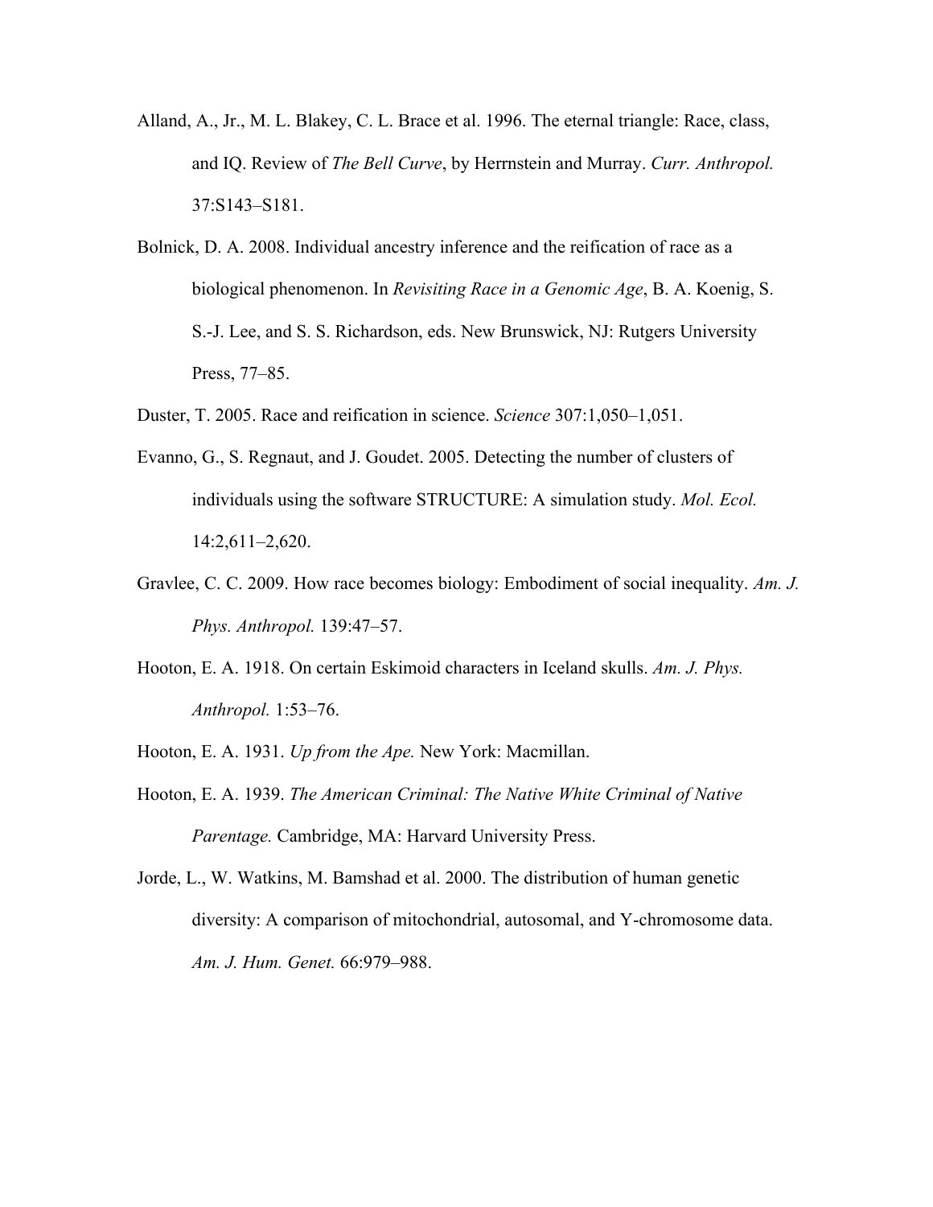Alland, A., Jr., M. L. Blakey, C. L. Brace et al. 1996. The eternal triangle: Race, class, and IQ. Review of *The Bell Curve*, by Herrnstein and Murray. *Curr. Anthropol.* 37:S143–S181.

Bolnick, D. A. 2008. Individual ancestry inference and the reification of race as a biological phenomenon. In *Revisiting Race in a Genomic Age*, B. A. Koenig, S. S.-J. Lee, and S. S. Richardson, eds. New Brunswick, NJ: Rutgers University Press, 77–85.

Duster, T. 2005. Race and reification in science. *Science* 307:1,050–1,051.

Evanno, G., S. Regnaut, and J. Goudet. 2005. Detecting the number of clusters of individuals using the software STRUCTURE: A simulation study. *Mol. Ecol.* 14:2,611–2,620.

Gravlee, C. C. 2009. How race becomes biology: Embodiment of social inequality. *Am. J. Phys. Anthropol.* 139:47–57.

Hooton, E. A. 1918. On certain Eskimoid characters in Iceland skulls. *Am. J. Phys. Anthropol.* 1:53–76.

Hooton, E. A. 1931. *Up from the Ape.* New York: Macmillan.

Hooton, E. A. 1939. *The American Criminal: The Native White Criminal of Native Parentage.* Cambridge, MA: Harvard University Press.

Jorde, L., W. Watkins, M. Bamshad et al. 2000. The distribution of human genetic diversity: A comparison of mitochondrial, autosomal, and Y-chromosome data. *Am. J. Hum. Genet.* 66:979–988.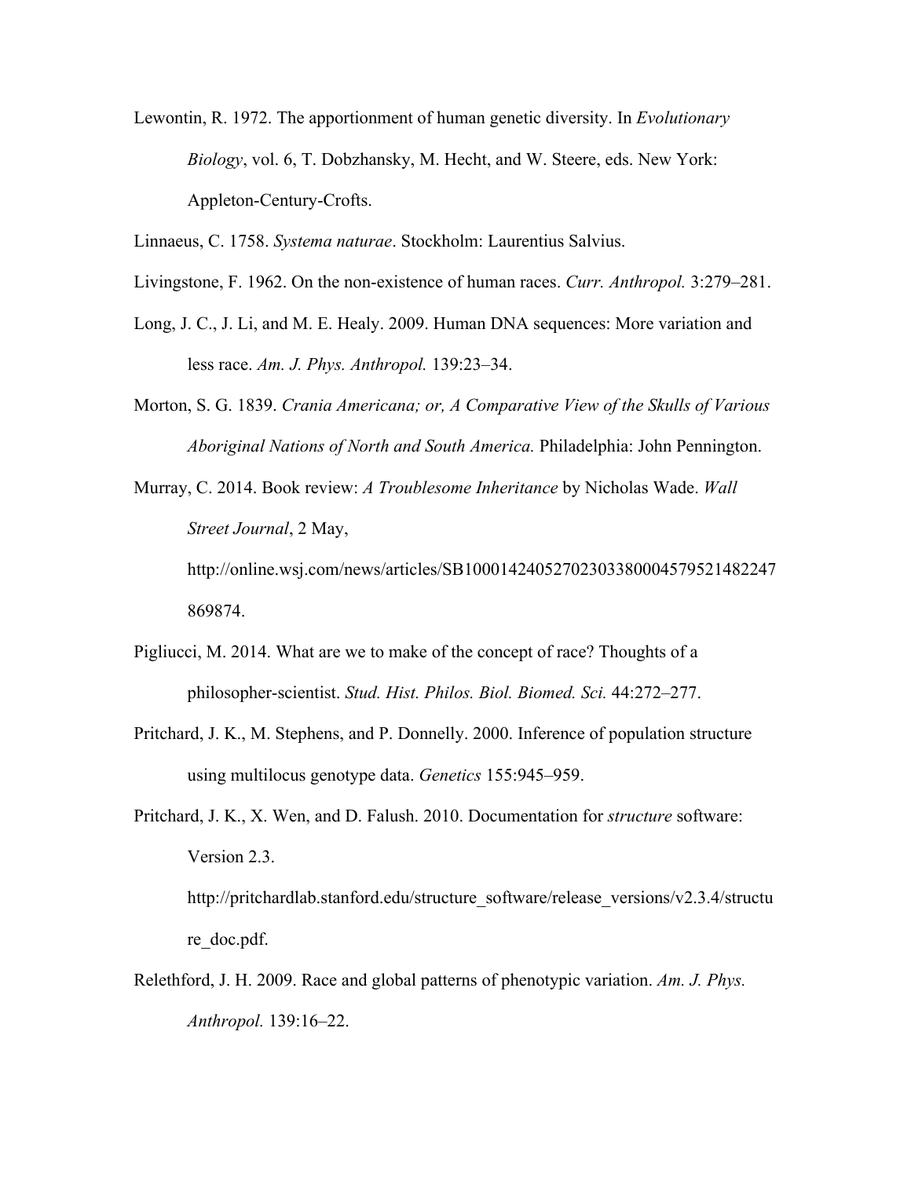Lewontin, R. 1972. The apportionment of human genetic diversity. In *Evolutionary Biology*, vol. 6, T. Dobzhansky, M. Hecht, and W. Steere, eds. New York: Appleton-Century-Crofts.

Linnaeus, C. 1758. *Systema naturae*. Stockholm: Laurentius Salvius.

Livingstone, F. 1962. On the non-existence of human races. *Curr. Anthropol.* 3:279–281.

Long, J. C., J. Li, and M. E. Healy. 2009. Human DNA sequences: More variation and less race. *Am. J. Phys. Anthropol.* 139:23–34.

Morton, S. G. 1839. *Crania Americana; or, A Comparative View of the Skulls of Various Aboriginal Nations of North and South America.* Philadelphia: John Pennington.

Murray, C. 2014. Book review: *A Troublesome Inheritance* by Nicholas Wade. *Wall Street Journal*, 2 May, http://online.wsj.com/news/articles/SB10001424052702303380004579521482247869874.

Pigliucci, M. 2014. What are we to make of the concept of race? Thoughts of a philosopher-scientist. *Stud. Hist. Philos. Biol. Biomed. Sci.* 44:272–277.

Pritchard, J. K., M. Stephens, and P. Donnelly. 2000. Inference of population structure using multilocus genotype data. *Genetics* 155:945–959.

Pritchard, J. K., X. Wen, and D. Falush. 2010. Documentation for *structure* software: Version 2.3. http://pritchardlab.stanford.edu/structure_software/release_versions/v2.3.4/structure_doc.pdf.

Relethford, J. H. 2009. Race and global patterns of phenotypic variation. *Am. J. Phys. Anthropol.* 139:16–22.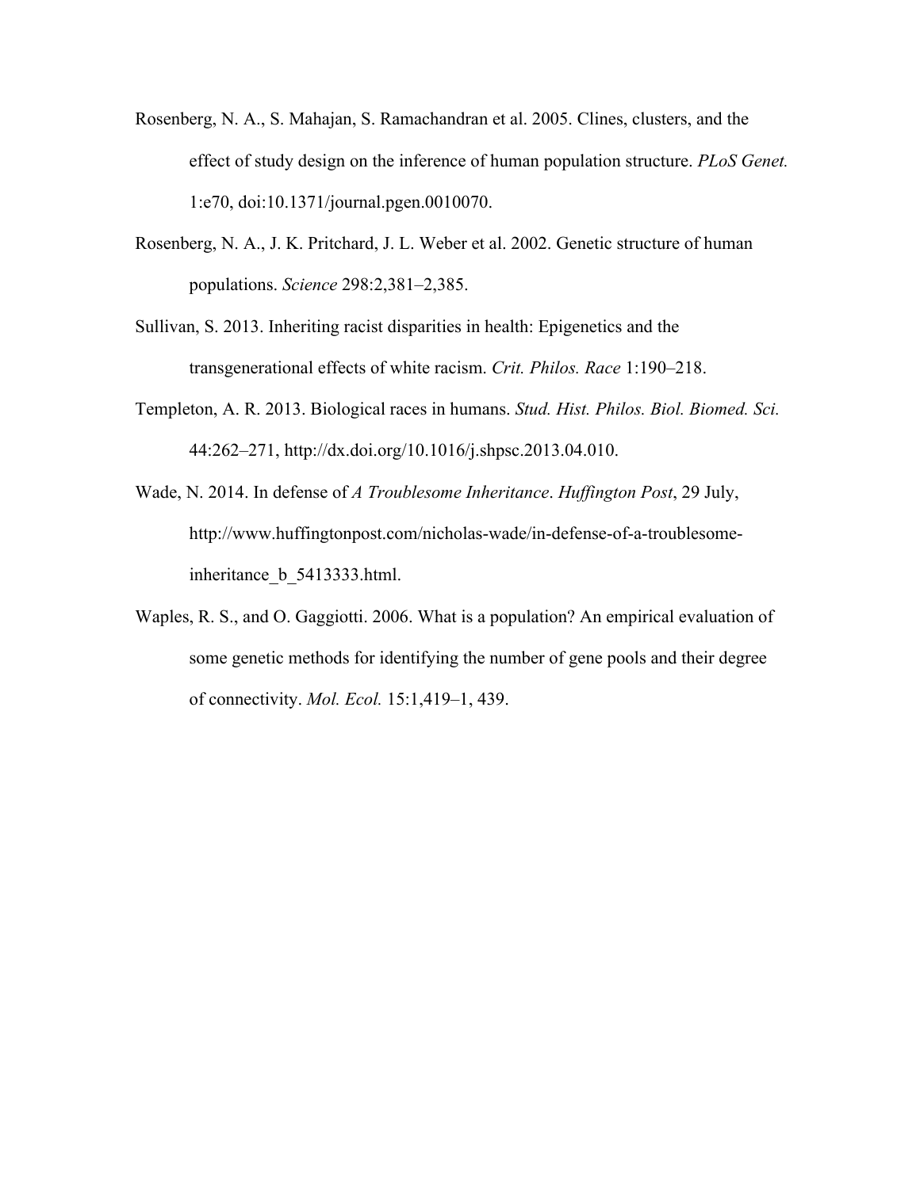Rosenberg, N. A., S. Mahajan, S. Ramachandran et al. 2005. Clines, clusters, and the effect of study design on the inference of human population structure. *PLoS Genet.* 1:e70, doi:10.1371/journal.pgen.0010070.

Rosenberg, N. A., J. K. Pritchard, J. L. Weber et al. 2002. Genetic structure of human populations. *Science* 298:2,381–2,385.

Sullivan, S. 2013. Inheriting racist disparities in health: Epigenetics and the transgenerational effects of white racism. *Crit. Philos. Race* 1:190–218.

Templeton, A. R. 2013. Biological races in humans. *Stud. Hist. Philos. Biol. Biomed. Sci.* 44:262–271, http://dx.doi.org/10.1016/j.shpsc.2013.04.010.

Wade, N. 2014. In defense of *A Troublesome Inheritance*. *Huffington Post*, 29 July, http://www.huffingtonpost.com/nicholas-wade/in-defense-of-a-troublesome-inheritance_b_5413333.html.

Waples, R. S., and O. Gaggiotti. 2006. What is a population? An empirical evaluation of some genetic methods for identifying the number of gene pools and their degree of connectivity. *Mol. Ecol.* 15:1,419–1, 439.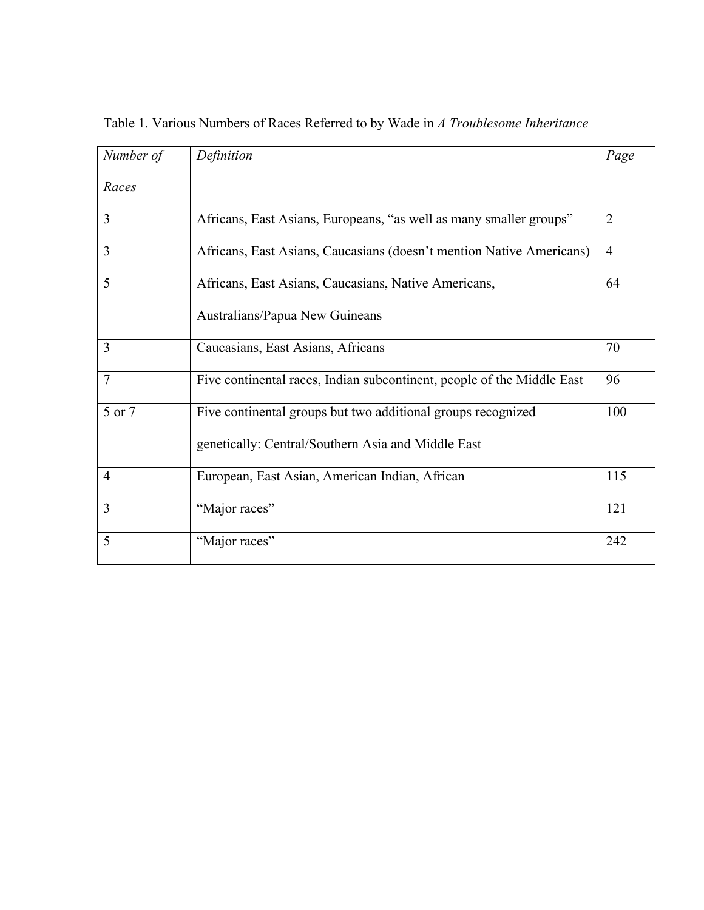Table 1. Various Numbers of Races Referred to by Wade in *A Troublesome Inheritance*

| *Number of Races* | *Definition* | *Page* |
| --- | --- | --- |
| 3 | Africans, East Asians, Europeans, “as well as many smaller groups” | 2 |
| 3 | Africans, East Asians, Caucasians (doesn’t mention Native Americans) | 4 |
| 5 | Africans, East Asians, Caucasians, Native Americans, Australians/Papua New Guineans | 64 |
| 3 | Caucasians, East Asians, Africans | 70 |
| 7 | Five continental races, Indian subcontinent, people of the Middle East | 96 |
| 5 or 7 | Five continental groups but two additional groups recognized genetically: Central/Southern Asia and Middle East | 100 |
| 4 | European, East Asian, American Indian, African | 115 |
| 3 | “Major races” | 121 |
| 5 | “Major races” | 242 |